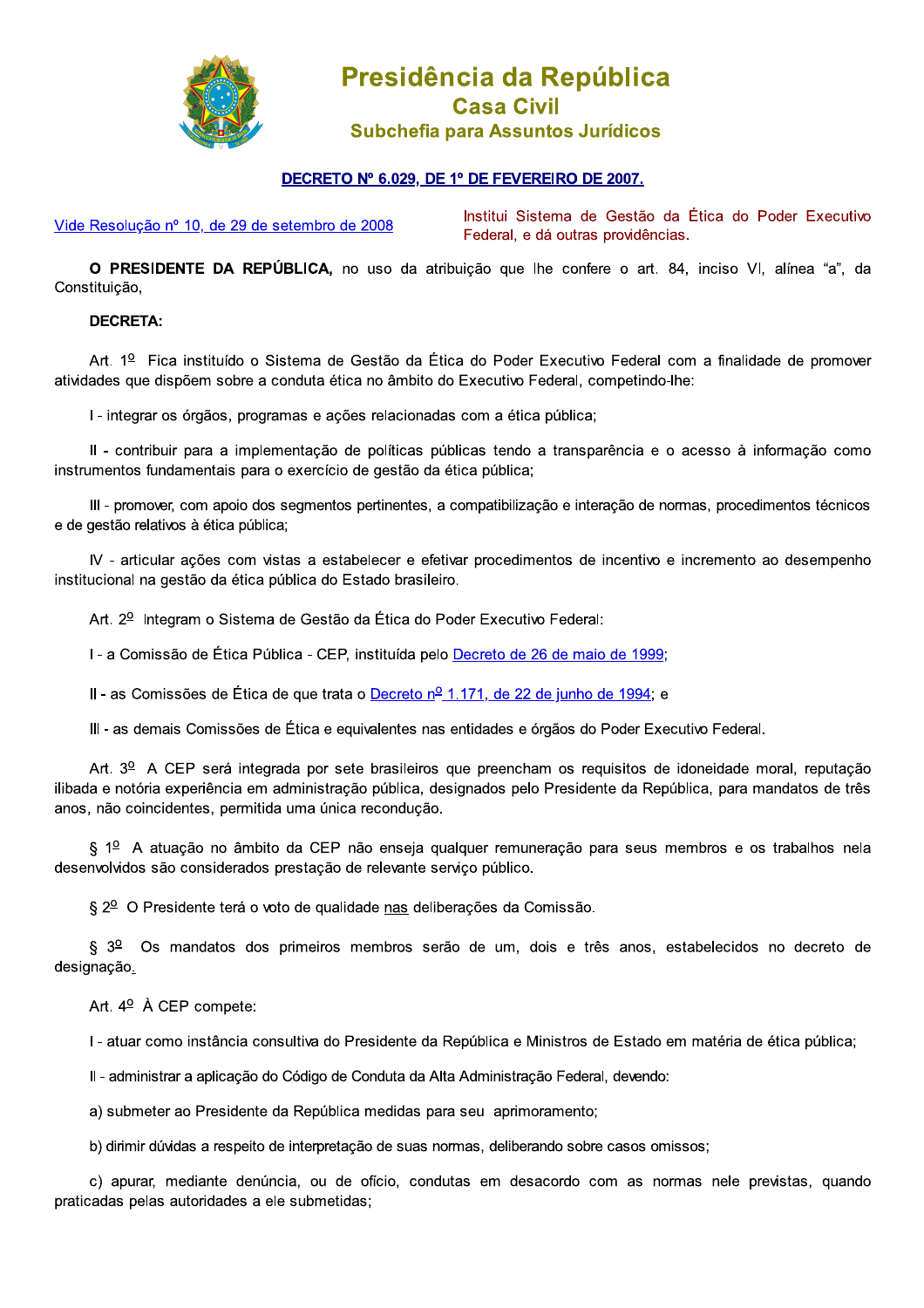**Presidência da República**
**Casa Civil**
**Subchefia para Assuntos Jurídicos**

# DECRETO Nº 6.029, DE 1º DE FEVEREIRO DE 2007.

Vide Resolução nº 10, de 29 de setembro de 2008

Institui Sistema de Gestão da Ética do Poder Executivo Federal, e dá outras providências.

**O PRESIDENTE DA REPÚBLICA,** no uso da atribuição que lhe confere o art. 84, inciso VI, alínea "a", da Constituição,

**DECRETA:**

Art. 1º Fica instituído o Sistema de Gestão da Ética do Poder Executivo Federal com a finalidade de promover atividades que dispõem sobre a conduta ética no âmbito do Executivo Federal, competindo-lhe:

I - integrar os órgãos, programas e ações relacionadas com a ética pública;

II - contribuir para a implementação de políticas públicas tendo a transparência e o acesso à informação como instrumentos fundamentais para o exercício de gestão da ética pública;

III - promover, com apoio dos segmentos pertinentes, a compatibilização e interação de normas, procedimentos técnicos e de gestão relativos à ética pública;

IV - articular ações com vistas a estabelecer e efetivar procedimentos de incentivo e incremento ao desempenho institucional na gestão da ética pública do Estado brasileiro.

Art. 2º Integram o Sistema de Gestão da Ética do Poder Executivo Federal:

I - a Comissão de Ética Pública - CEP, instituída pelo Decreto de 26 de maio de 1999;

II - as Comissões de Ética de que trata o Decreto nº 1.171, de 22 de junho de 1994; e

III - as demais Comissões de Ética e equivalentes nas entidades e órgãos do Poder Executivo Federal.

Art. 3º A CEP será integrada por sete brasileiros que preencham os requisitos de idoneidade moral, reputação ilibada e notória experiência em administração pública, designados pelo Presidente da República, para mandatos de três anos, não coincidentes, permitida uma única recondução.

§ 1º A atuação no âmbito da CEP não enseja qualquer remuneração para seus membros e os trabalhos nela desenvolvidos são considerados prestação de relevante serviço público.

§ 2º O Presidente terá o voto de qualidade nas deliberações da Comissão.

§ 3º Os mandatos dos primeiros membros serão de um, dois e três anos, estabelecidos no decreto de designação.

Art. 4º À CEP compete:

I - atuar como instância consultiva do Presidente da República e Ministros de Estado em matéria de ética pública;

II - administrar a aplicação do Código de Conduta da Alta Administração Federal, devendo:

a) submeter ao Presidente da República medidas para seu aprimoramento;

b) dirimir dúvidas a respeito de interpretação de suas normas, deliberando sobre casos omissos;

c) apurar, mediante denúncia, ou de ofício, condutas em desacordo com as normas nele previstas, quando praticadas pelas autoridades a ele submetidas;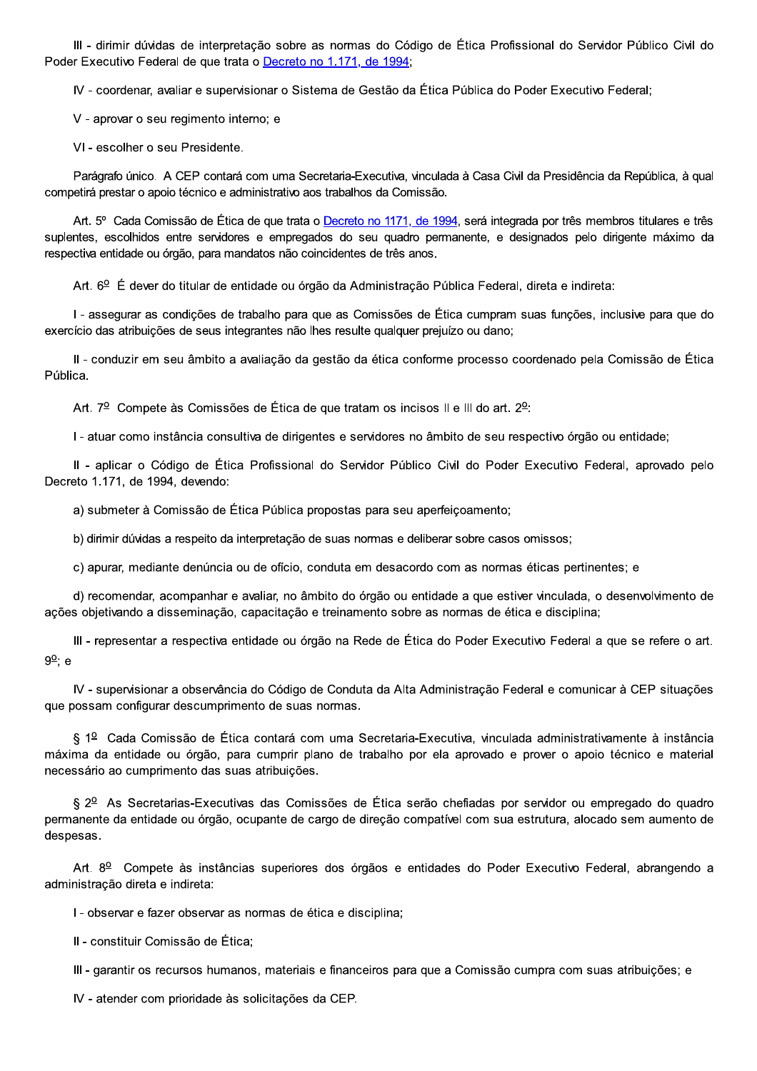III - dirimir dúvidas de interpretação sobre as normas do Código de Ética Profissional do Servidor Público Civil do Poder Executivo Federal de que trata o Decreto no 1.171, de 1994;

IV - coordenar, avaliar e supervisionar o Sistema de Gestão da Ética Pública do Poder Executivo Federal;

V - aprovar o seu regimento interno; e

VI - escolher o seu Presidente.

Parágrafo único. A CEP contará com uma Secretaria-Executiva, vinculada à Casa Civil da Presidência da República, à qual competirá prestar o apoio técnico e administrativo aos trabalhos da Comissão.

Art. 5º Cada Comissão de Ética de que trata o Decreto no 1171, de 1994, será integrada por três membros titulares e três suplentes, escolhidos entre servidores e empregados do seu quadro permanente, e designados pelo dirigente máximo da respectiva entidade ou órgão, para mandatos não coincidentes de três anos.

Art. 6º É dever do titular de entidade ou órgão da Administração Pública Federal, direta e indireta:

I - assegurar as condições de trabalho para que as Comissões de Ética cumpram suas funções, inclusive para que do exercício das atribuições de seus integrantes não lhes resulte qualquer prejuízo ou dano;

II - conduzir em seu âmbito a avaliação da gestão da ética conforme processo coordenado pela Comissão de Ética Pública.

Art. 7º Compete às Comissões de Ética de que tratam os incisos II e III do art. 2º:

I - atuar como instância consultiva de dirigentes e servidores no âmbito de seu respectivo órgão ou entidade;

II - aplicar o Código de Ética Profissional do Servidor Público Civil do Poder Executivo Federal, aprovado pelo Decreto 1.171, de 1994, devendo:

a) submeter à Comissão de Ética Pública propostas para seu aperfeiçoamento;

b) dirimir dúvidas a respeito da interpretação de suas normas e deliberar sobre casos omissos;

c) apurar, mediante denúncia ou de ofício, conduta em desacordo com as normas éticas pertinentes; e

d) recomendar, acompanhar e avaliar, no âmbito do órgão ou entidade a que estiver vinculada, o desenvolvimento de ações objetivando a disseminação, capacitação e treinamento sobre as normas de ética e disciplina;

III - representar a respectiva entidade ou órgão na Rede de Ética do Poder Executivo Federal a que se refere o art. 9º; e

IV - supervisionar a observância do Código de Conduta da Alta Administração Federal e comunicar à CEP situações que possam configurar descumprimento de suas normas.

§ 1º Cada Comissão de Ética contará com uma Secretaria-Executiva, vinculada administrativamente à instância máxima da entidade ou órgão, para cumprir plano de trabalho por ela aprovado e prover o apoio técnico e material necessário ao cumprimento das suas atribuições.

§ 2º As Secretarias-Executivas das Comissões de Ética serão chefiadas por servidor ou empregado do quadro permanente da entidade ou órgão, ocupante de cargo de direção compatível com sua estrutura, alocado sem aumento de despesas.

Art. 8º Compete às instâncias superiores dos órgãos e entidades do Poder Executivo Federal, abrangendo a administração direta e indireta:

I - observar e fazer observar as normas de ética e disciplina;

II - constituir Comissão de Ética;

III - garantir os recursos humanos, materiais e financeiros para que a Comissão cumpra com suas atribuições; e

IV - atender com prioridade às solicitações da CEP.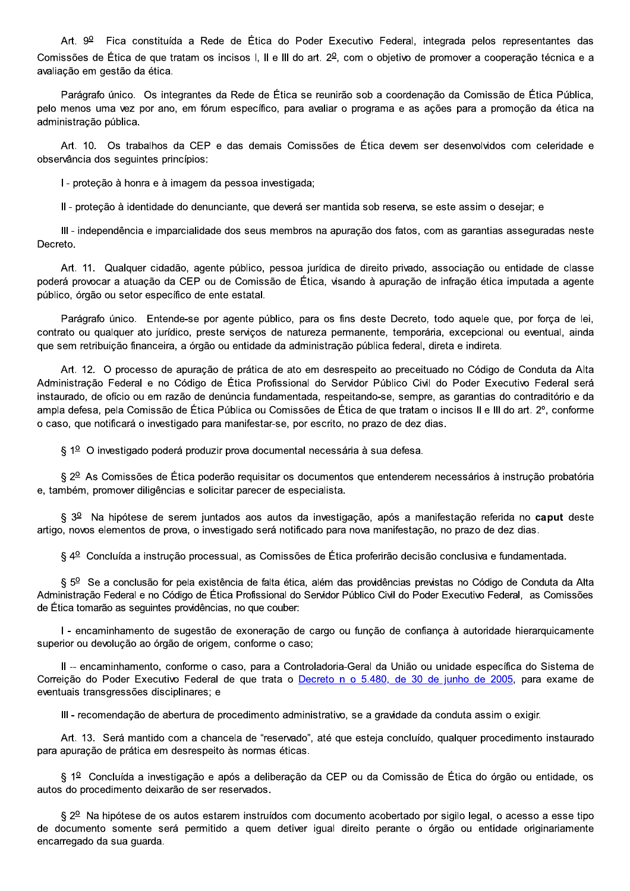Art. 9º Fica constituída a Rede de Ética do Poder Executivo Federal, integrada pelos representantes das Comissões de Ética de que tratam os incisos I, II e III do art. 2º, com o objetivo de promover a cooperação técnica e a avaliação em gestão da ética.

Parágrafo único. Os integrantes da Rede de Ética se reunirão sob a coordenação da Comissão de Ética Pública, pelo menos uma vez por ano, em fórum específico, para avaliar o programa e as ações para a promoção da ética na administração pública.

Art. 10. Os trabalhos da CEP e das demais Comissões de Ética devem ser desenvolvidos com celeridade e observância dos seguintes princípios:

I - proteção à honra e à imagem da pessoa investigada;

II - proteção à identidade do denunciante, que deverá ser mantida sob reserva, se este assim o desejar; e

III - independência e imparcialidade dos seus membros na apuração dos fatos, com as garantias asseguradas neste Decreto.

Art. 11. Qualquer cidadão, agente público, pessoa jurídica de direito privado, associação ou entidade de classe poderá provocar a atuação da CEP ou de Comissão de Ética, visando à apuração de infração ética imputada a agente público, órgão ou setor específico de ente estatal.

Parágrafo único. Entende-se por agente público, para os fins deste Decreto, todo aquele que, por força de lei, contrato ou qualquer ato jurídico, preste serviços de natureza permanente, temporária, excepcional ou eventual, ainda que sem retribuição financeira, a órgão ou entidade da administração pública federal, direta e indireta.

Art. 12. O processo de apuração de prática de ato em desrespeito ao preceituado no Código de Conduta da Alta Administração Federal e no Código de Ética Profissional do Servidor Público Civil do Poder Executivo Federal será instaurado, de ofício ou em razão de denúncia fundamentada, respeitando-se, sempre, as garantias do contraditório e da ampla defesa, pela Comissão de Ética Pública ou Comissões de Ética de que tratam o incisos II e III do art. 2º, conforme o caso, que notificará o investigado para manifestar-se, por escrito, no prazo de dez dias.

§ 1º O investigado poderá produzir prova documental necessária à sua defesa.

§ 2º As Comissões de Ética poderão requisitar os documentos que entenderem necessários à instrução probatória e, também, promover diligências e solicitar parecer de especialista.

§ 3º Na hipótese de serem juntados aos autos da investigação, após a manifestação referida no **caput** deste artigo, novos elementos de prova, o investigado será notificado para nova manifestação, no prazo de dez dias.

§ 4º Concluída a instrução processual, as Comissões de Ética proferirão decisão conclusiva e fundamentada.

§ 5º Se a conclusão for pela existência de falta ética, além das providências previstas no Código de Conduta da Alta Administração Federal e no Código de Ética Profissional do Servidor Público Civil do Poder Executivo Federal, as Comissões de Ética tomarão as seguintes providências, no que couber:

I - encaminhamento de sugestão de exoneração de cargo ou função de confiança à autoridade hierarquicamente superior ou devolução ao órgão de origem, conforme o caso;

II -- encaminhamento, conforme o caso, para a Controladoria-Geral da União ou unidade específica do Sistema de Correição do Poder Executivo Federal de que trata o [Decreto n o 5.480, de 30 de junho de 2005](), para exame de eventuais transgressões disciplinares; e

III - recomendação de abertura de procedimento administrativo, se a gravidade da conduta assim o exigir.

Art. 13. Será mantido com a chancela de "reservado", até que esteja concluído, qualquer procedimento instaurado para apuração de prática em desrespeito às normas éticas.

§ 1º Concluída a investigação e após a deliberação da CEP ou da Comissão de Ética do órgão ou entidade, os autos do procedimento deixarão de ser reservados.

§ 2º Na hipótese de os autos estarem instruídos com documento acobertado por sigilo legal, o acesso a esse tipo de documento somente será permitido a quem detiver igual direito perante o órgão ou entidade originariamente encarregado da sua guarda.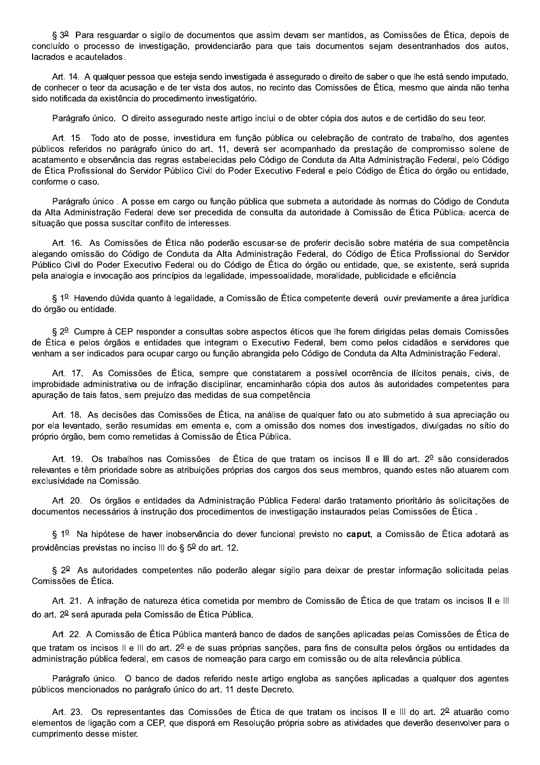§ 3º Para resguardar o sigilo de documentos que assim devam ser mantidos, as Comissões de Ética, depois de concluído o processo de investigação, providenciarão para que tais documentos sejam desentranhados dos autos, lacrados e acautelados.

Art. 14. A qualquer pessoa que esteja sendo investigada é assegurado o direito de saber o que lhe está sendo imputado, de conhecer o teor da acusação e de ter vista dos autos, no recinto das Comissões de Ética, mesmo que ainda não tenha sido notificada da existência do procedimento investigatório.

Parágrafo único. O direito assegurado neste artigo inclui o de obter cópia dos autos e de certidão do seu teor.

Art. 15. Todo ato de posse, investidura em função pública ou celebração de contrato de trabalho, dos agentes públicos referidos no parágrafo único do art. 11, deverá ser acompanhado da prestação de compromisso solene de acatamento e observância das regras estabelecidas pelo Código de Conduta da Alta Administração Federal, pelo Código de Ética Profissional do Servidor Público Civil do Poder Executivo Federal e pelo Código de Ética do órgão ou entidade, conforme o caso.

Parágrafo único . A posse em cargo ou função pública que submeta a autoridade às normas do Código de Conduta da Alta Administração Federal deve ser precedida de consulta da autoridade à Comissão de Ética Pública, acerca de situação que possa suscitar conflito de interesses.

Art. 16. As Comissões de Ética não poderão escusar-se de proferir decisão sobre matéria de sua competência alegando omissão do Código de Conduta da Alta Administração Federal, do Código de Ética Profissional do Servidor Público Civil do Poder Executivo Federal ou do Código de Ética do órgão ou entidade, que, se existente, será suprida pela analogia e invocação aos princípios da legalidade, impessoalidade, moralidade, publicidade e eficiência.

§ 1º Havendo dúvida quanto à legalidade, a Comissão de Ética competente deverá ouvir previamente a área jurídica do órgão ou entidade.

§ 2º Cumpre à CEP responder a consultas sobre aspectos éticos que lhe forem dirigidas pelas demais Comissões de Ética e pelos órgãos e entidades que integram o Executivo Federal, bem como pelos cidadãos e servidores que venham a ser indicados para ocupar cargo ou função abrangida pelo Código de Conduta da Alta Administração Federal.

Art. 17. As Comissões de Ética, sempre que constatarem a possível ocorrência de ilícitos penais, civis, de improbidade administrativa ou de infração disciplinar, encaminharão cópia dos autos às autoridades competentes para apuração de tais fatos, sem prejuízo das medidas de sua competência.

Art. 18. As decisões das Comissões de Ética, na análise de qualquer fato ou ato submetido à sua apreciação ou por ela levantado, serão resumidas em ementa e, com a omissão dos nomes dos investigados, divulgadas no sítio do próprio órgão, bem como remetidas à Comissão de Ética Pública.

Art. 19. Os trabalhos nas Comissões de Ética de que tratam os incisos II e III do art. 2º são considerados relevantes e têm prioridade sobre as atribuições próprias dos cargos dos seus membros, quando estes não atuarem com exclusividade na Comissão.

Art. 20. Os órgãos e entidades da Administração Pública Federal darão tratamento prioritário às solicitações de documentos necessários à instrução dos procedimentos de investigação instaurados pelas Comissões de Ética .

§ 1º Na hipótese de haver inobservância do dever funcional previsto no **caput**, a Comissão de Ética adotará as providências previstas no inciso III do § 5º do art. 12.

§ 2º As autoridades competentes não poderão alegar sigilo para deixar de prestar informação solicitada pelas Comissões de Ética.

Art. 21. A infração de natureza ética cometida por membro de Comissão de Ética de que tratam os incisos II e III do art. 2º será apurada pela Comissão de Ética Pública.

Art. 22. A Comissão de Ética Pública manterá banco de dados de sanções aplicadas pelas Comissões de Ética de que tratam os incisos II e III do art. 2º e de suas próprias sanções, para fins de consulta pelos órgãos ou entidades da administração pública federal, em casos de nomeação para cargo em comissão ou de alta relevância pública.

Parágrafo único. O banco de dados referido neste artigo engloba as sanções aplicadas a qualquer dos agentes públicos mencionados no parágrafo único do art. 11 deste Decreto.

Art. 23. Os representantes das Comissões de Ética de que tratam os incisos II e III do art. 2º atuarão como elementos de ligação com a CEP, que disporá em Resolução própria sobre as atividades que deverão desenvolver para o cumprimento desse mister.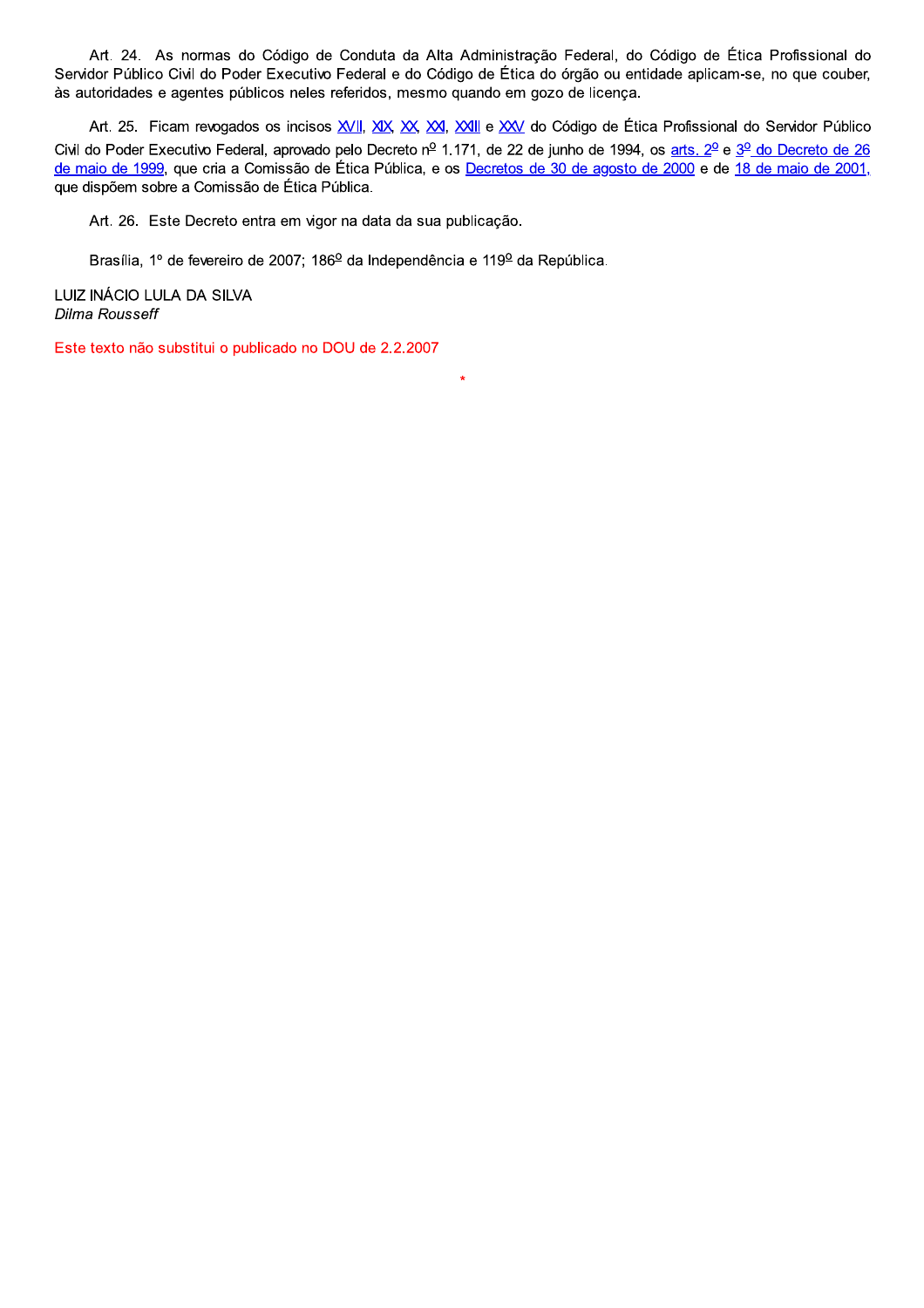Art. 24. As normas do Código de Conduta da Alta Administração Federal, do Código de Ética Profissional do Servidor Público Civil do Poder Executivo Federal e do Código de Ética do órgão ou entidade aplicam-se, no que couber, às autoridades e agentes públicos neles referidos, mesmo quando em gozo de licença.

Art. 25. Ficam revogados os incisos XVII, XIX, XX, XXI, XXIII e XXV do Código de Ética Profissional do Servidor Público Civil do Poder Executivo Federal, aprovado pelo Decreto nº 1.171, de 22 de junho de 1994, os arts. 2º e 3º do Decreto de 26 de maio de 1999, que cria a Comissão de Ética Pública, e os Decretos de 30 de agosto de 2000 e de 18 de maio de 2001, que dispõem sobre a Comissão de Ética Pública.

Art. 26. Este Decreto entra em vigor na data da sua publicação.

Brasília, 1º de fevereiro de 2007; 186º da Independência e 119º da República.

LUIZ INÁCIO LULA DA SILVA
*Dilma Rousseff*

Este texto não substitui o publicado no DOU de 2.2.2007

*